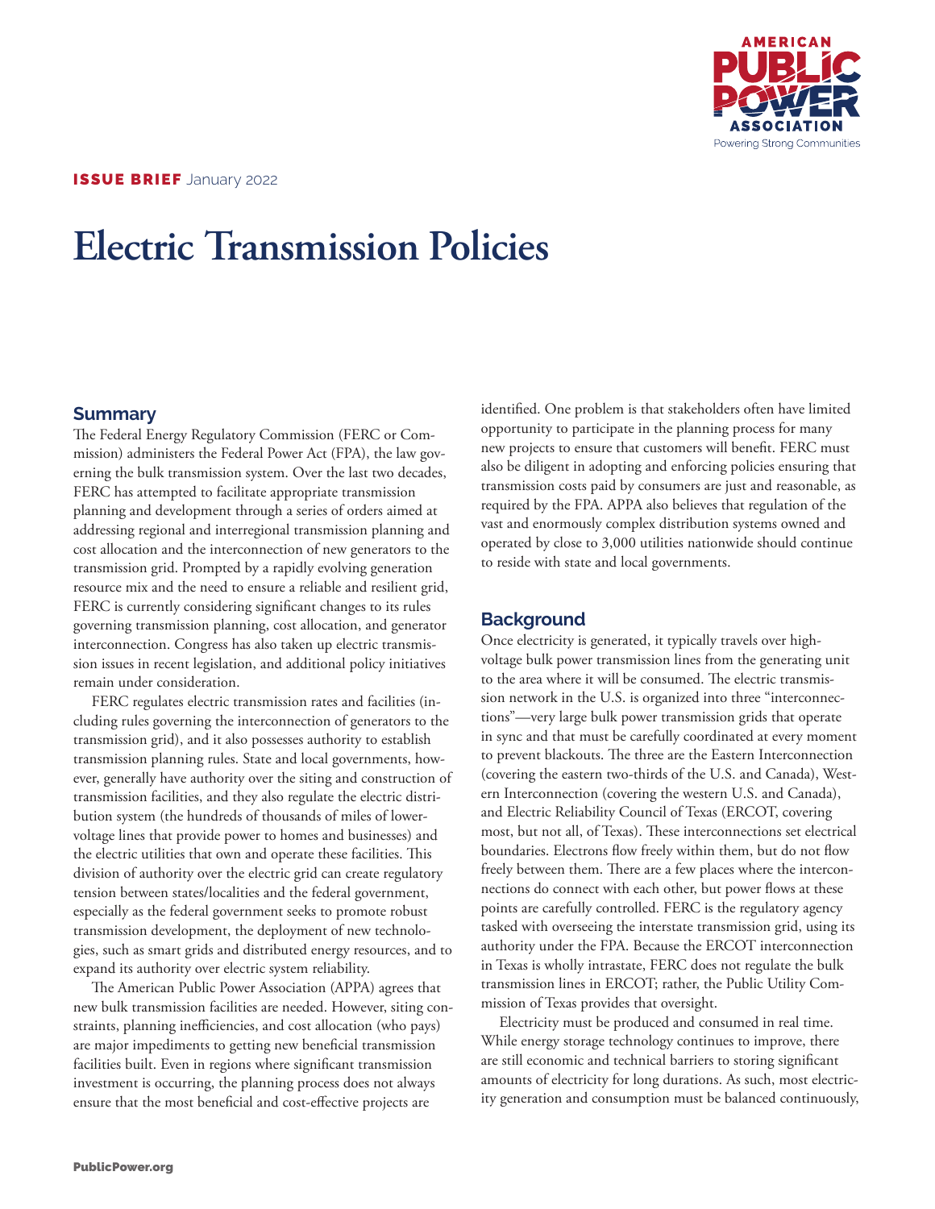**ISSUE BRIEF** January 2022

# Electric Transmission Policies

## Summary

The Federal Energy Regulatory Commission (FERC or Commission) administers the Federal Power Act (FPA), the law governing the bulk transmission system. Over the last two decades, FERC has attempted to facilitate appropriate transmission planning and development through a series of orders aimed at addressing regional and interregional transmission planning and cost allocation and the interconnection of new generators to the transmission grid. Prompted by a rapidly evolving generation resource mix and the need to ensure a reliable and resilient grid, FERC is currently considering significant changes to its rules governing transmission planning, cost allocation, and generator interconnection. Congress has also taken up electric transmission issues in recent legislation, and additional policy initiatives remain under consideration.

FERC regulates electric transmission rates and facilities (including rules governing the interconnection of generators to the transmission grid), and it also possesses authority to establish transmission planning rules. State and local governments, however, generally have authority over the siting and construction of transmission facilities, and they also regulate the electric distribution system (the hundreds of thousands of miles of lower-voltage lines that provide power to homes and businesses) and the electric utilities that own and operate these facilities. This division of authority over the electric grid can create regulatory tension between states/localities and the federal government, especially as the federal government seeks to promote robust transmission development, the deployment of new technologies, such as smart grids and distributed energy resources, and to expand its authority over electric system reliability.

The American Public Power Association (APPA) agrees that new bulk transmission facilities are needed. However, siting constraints, planning inefficiencies, and cost allocation (who pays) are major impediments to getting new beneficial transmission facilities built. Even in regions where significant transmission investment is occurring, the planning process does not always ensure that the most beneficial and cost-effective projects are identified. One problem is that stakeholders often have limited opportunity to participate in the planning process for many new projects to ensure that customers will benefit. FERC must also be diligent in adopting and enforcing policies ensuring that transmission costs paid by consumers are just and reasonable, as required by the FPA. APPA also believes that regulation of the vast and enormously complex distribution systems owned and operated by close to 3,000 utilities nationwide should continue to reside with state and local governments.

## Background

Once electricity is generated, it typically travels over high-voltage bulk power transmission lines from the generating unit to the area where it will be consumed. The electric transmission network in the U.S. is organized into three "interconnections"—very large bulk power transmission grids that operate in sync and that must be carefully coordinated at every moment to prevent blackouts. The three are the Eastern Interconnection (covering the eastern two-thirds of the U.S. and Canada), Western Interconnection (covering the western U.S. and Canada), and Electric Reliability Council of Texas (ERCOT, covering most, but not all, of Texas). These interconnections set electrical boundaries. Electrons flow freely within them, but do not flow freely between them. There are a few places where the interconnections do connect with each other, but power flows at these points are carefully controlled. FERC is the regulatory agency tasked with overseeing the interstate transmission grid, using its authority under the FPA. Because the ERCOT interconnection in Texas is wholly intrastate, FERC does not regulate the bulk transmission lines in ERCOT; rather, the Public Utility Commission of Texas provides that oversight.

Electricity must be produced and consumed in real time. While energy storage technology continues to improve, there are still economic and technical barriers to storing significant amounts of electricity for long durations. As such, most electricity generation and consumption must be balanced continuously,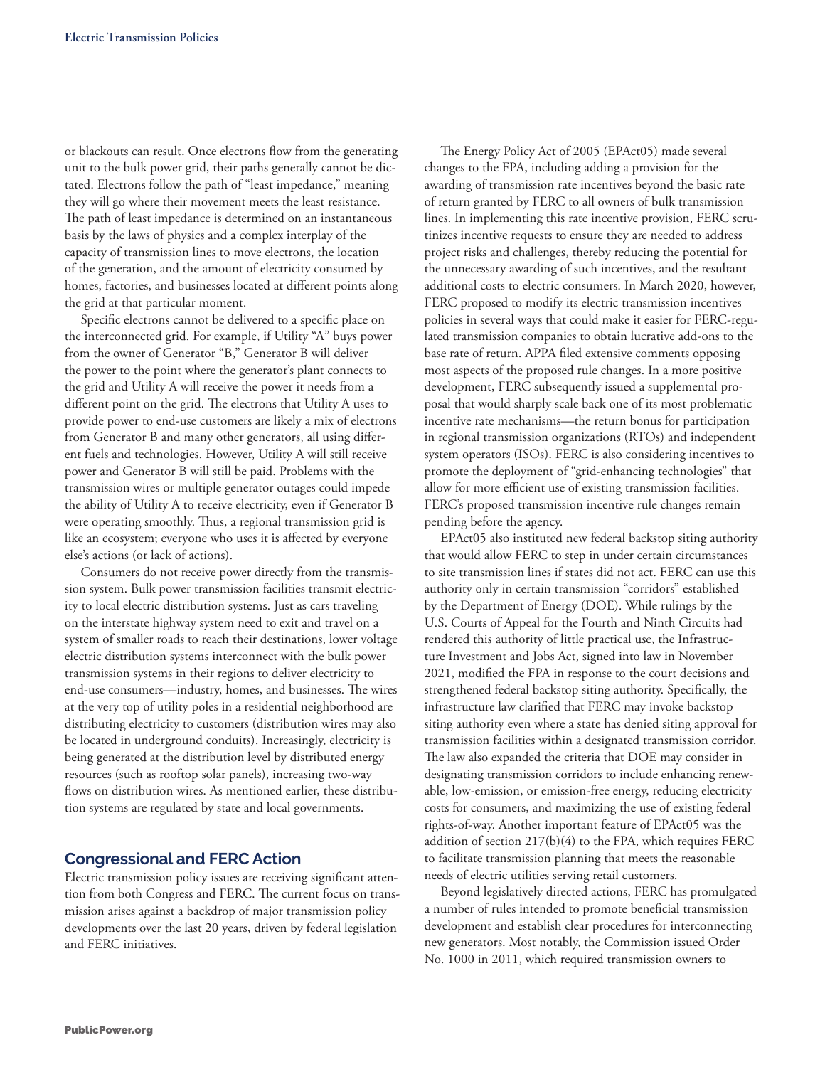or blackouts can result. Once electrons flow from the generating unit to the bulk power grid, their paths generally cannot be dictated. Electrons follow the path of "least impedance," meaning they will go where their movement meets the least resistance. The path of least impedance is determined on an instantaneous basis by the laws of physics and a complex interplay of the capacity of transmission lines to move electrons, the location of the generation, and the amount of electricity consumed by homes, factories, and businesses located at different points along the grid at that particular moment.

Specific electrons cannot be delivered to a specific place on the interconnected grid. For example, if Utility "A" buys power from the owner of Generator "B," Generator B will deliver the power to the point where the generator's plant connects to the grid and Utility A will receive the power it needs from a different point on the grid. The electrons that Utility A uses to provide power to end-use customers are likely a mix of electrons from Generator B and many other generators, all using different fuels and technologies. However, Utility A will still receive power and Generator B will still be paid. Problems with the transmission wires or multiple generator outages could impede the ability of Utility A to receive electricity, even if Generator B were operating smoothly. Thus, a regional transmission grid is like an ecosystem; everyone who uses it is affected by everyone else's actions (or lack of actions).

Consumers do not receive power directly from the transmission system. Bulk power transmission facilities transmit electricity to local electric distribution systems. Just as cars traveling on the interstate highway system need to exit and travel on a system of smaller roads to reach their destinations, lower voltage electric distribution systems interconnect with the bulk power transmission systems in their regions to deliver electricity to end-use consumers—industry, homes, and businesses. The wires at the very top of utility poles in a residential neighborhood are distributing electricity to customers (distribution wires may also be located in underground conduits). Increasingly, electricity is being generated at the distribution level by distributed energy resources (such as rooftop solar panels), increasing two-way flows on distribution wires. As mentioned earlier, these distribution systems are regulated by state and local governments.

## Congressional and FERC Action

Electric transmission policy issues are receiving significant attention from both Congress and FERC. The current focus on transmission arises against a backdrop of major transmission policy developments over the last 20 years, driven by federal legislation and FERC initiatives.

The Energy Policy Act of 2005 (EPAct05) made several changes to the FPA, including adding a provision for the awarding of transmission rate incentives beyond the basic rate of return granted by FERC to all owners of bulk transmission lines. In implementing this rate incentive provision, FERC scrutinizes incentive requests to ensure they are needed to address project risks and challenges, thereby reducing the potential for the unnecessary awarding of such incentives, and the resultant additional costs to electric consumers. In March 2020, however, FERC proposed to modify its electric transmission incentives policies in several ways that could make it easier for FERC-regulated transmission companies to obtain lucrative add-ons to the base rate of return. APPA filed extensive comments opposing most aspects of the proposed rule changes. In a more positive development, FERC subsequently issued a supplemental proposal that would sharply scale back one of its most problematic incentive rate mechanisms—the return bonus for participation in regional transmission organizations (RTOs) and independent system operators (ISOs). FERC is also considering incentives to promote the deployment of "grid-enhancing technologies" that allow for more efficient use of existing transmission facilities. FERC's proposed transmission incentive rule changes remain pending before the agency.

EPAct05 also instituted new federal backstop siting authority that would allow FERC to step in under certain circumstances to site transmission lines if states did not act. FERC can use this authority only in certain transmission "corridors" established by the Department of Energy (DOE). While rulings by the U.S. Courts of Appeal for the Fourth and Ninth Circuits had rendered this authority of little practical use, the Infrastructure Investment and Jobs Act, signed into law in November 2021, modified the FPA in response to the court decisions and strengthened federal backstop siting authority. Specifically, the infrastructure law clarified that FERC may invoke backstop siting authority even where a state has denied siting approval for transmission facilities within a designated transmission corridor. The law also expanded the criteria that DOE may consider in designating transmission corridors to include enhancing renewable, low-emission, or emission-free energy, reducing electricity costs for consumers, and maximizing the use of existing federal rights-of-way. Another important feature of EPAct05 was the addition of section 217(b)(4) to the FPA, which requires FERC to facilitate transmission planning that meets the reasonable needs of electric utilities serving retail customers.

Beyond legislatively directed actions, FERC has promulgated a number of rules intended to promote beneficial transmission development and establish clear procedures for interconnecting new generators. Most notably, the Commission issued Order No. 1000 in 2011, which required transmission owners to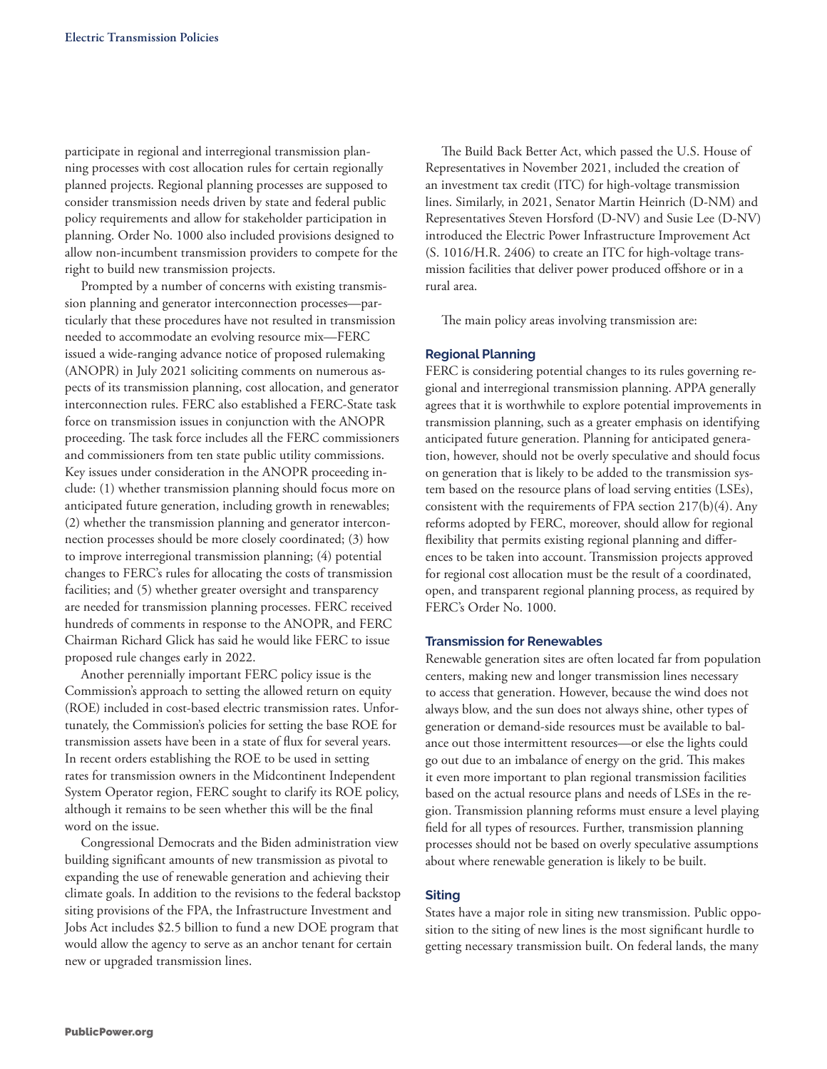participate in regional and interregional transmission planning processes with cost allocation rules for certain regionally planned projects. Regional planning processes are supposed to consider transmission needs driven by state and federal public policy requirements and allow for stakeholder participation in planning. Order No. 1000 also included provisions designed to allow non-incumbent transmission providers to compete for the right to build new transmission projects.

Prompted by a number of concerns with existing transmission planning and generator interconnection processes—particularly that these procedures have not resulted in transmission needed to accommodate an evolving resource mix—FERC issued a wide-ranging advance notice of proposed rulemaking (ANOPR) in July 2021 soliciting comments on numerous aspects of its transmission planning, cost allocation, and generator interconnection rules. FERC also established a FERC-State task force on transmission issues in conjunction with the ANOPR proceeding. The task force includes all the FERC commissioners and commissioners from ten state public utility commissions. Key issues under consideration in the ANOPR proceeding include: (1) whether transmission planning should focus more on anticipated future generation, including growth in renewables; (2) whether the transmission planning and generator interconnection processes should be more closely coordinated; (3) how to improve interregional transmission planning; (4) potential changes to FERC's rules for allocating the costs of transmission facilities; and (5) whether greater oversight and transparency are needed for transmission planning processes. FERC received hundreds of comments in response to the ANOPR, and FERC Chairman Richard Glick has said he would like FERC to issue proposed rule changes early in 2022.

Another perennially important FERC policy issue is the Commission's approach to setting the allowed return on equity (ROE) included in cost-based electric transmission rates. Unfortunately, the Commission's policies for setting the base ROE for transmission assets have been in a state of flux for several years. In recent orders establishing the ROE to be used in setting rates for transmission owners in the Midcontinent Independent System Operator region, FERC sought to clarify its ROE policy, although it remains to be seen whether this will be the final word on the issue.

Congressional Democrats and the Biden administration view building significant amounts of new transmission as pivotal to expanding the use of renewable generation and achieving their climate goals. In addition to the revisions to the federal backstop siting provisions of the FPA, the Infrastructure Investment and Jobs Act includes $2.5 billion to fund a new DOE program that would allow the agency to serve as an anchor tenant for certain new or upgraded transmission lines.

The Build Back Better Act, which passed the U.S. House of Representatives in November 2021, included the creation of an investment tax credit (ITC) for high-voltage transmission lines. Similarly, in 2021, Senator Martin Heinrich (D-NM) and Representatives Steven Horsford (D-NV) and Susie Lee (D-NV) introduced the Electric Power Infrastructure Improvement Act (S. 1016/H.R. 2406) to create an ITC for high-voltage transmission facilities that deliver power produced offshore or in a rural area.

The main policy areas involving transmission are:

### Regional Planning

FERC is considering potential changes to its rules governing regional and interregional transmission planning. APPA generally agrees that it is worthwhile to explore potential improvements in transmission planning, such as a greater emphasis on identifying anticipated future generation. Planning for anticipated generation, however, should not be overly speculative and should focus on generation that is likely to be added to the transmission system based on the resource plans of load serving entities (LSEs), consistent with the requirements of FPA section 217(b)(4). Any reforms adopted by FERC, moreover, should allow for regional flexibility that permits existing regional planning and differences to be taken into account. Transmission projects approved for regional cost allocation must be the result of a coordinated, open, and transparent regional planning process, as required by FERC's Order No. 1000.

### Transmission for Renewables

Renewable generation sites are often located far from population centers, making new and longer transmission lines necessary to access that generation. However, because the wind does not always blow, and the sun does not always shine, other types of generation or demand-side resources must be available to balance out those intermittent resources—or else the lights could go out due to an imbalance of energy on the grid. This makes it even more important to plan regional transmission facilities based on the actual resource plans and needs of LSEs in the region. Transmission planning reforms must ensure a level playing field for all types of resources. Further, transmission planning processes should not be based on overly speculative assumptions about where renewable generation is likely to be built.

### Siting

States have a major role in siting new transmission. Public opposition to the siting of new lines is the most significant hurdle to getting necessary transmission built. On federal lands, the many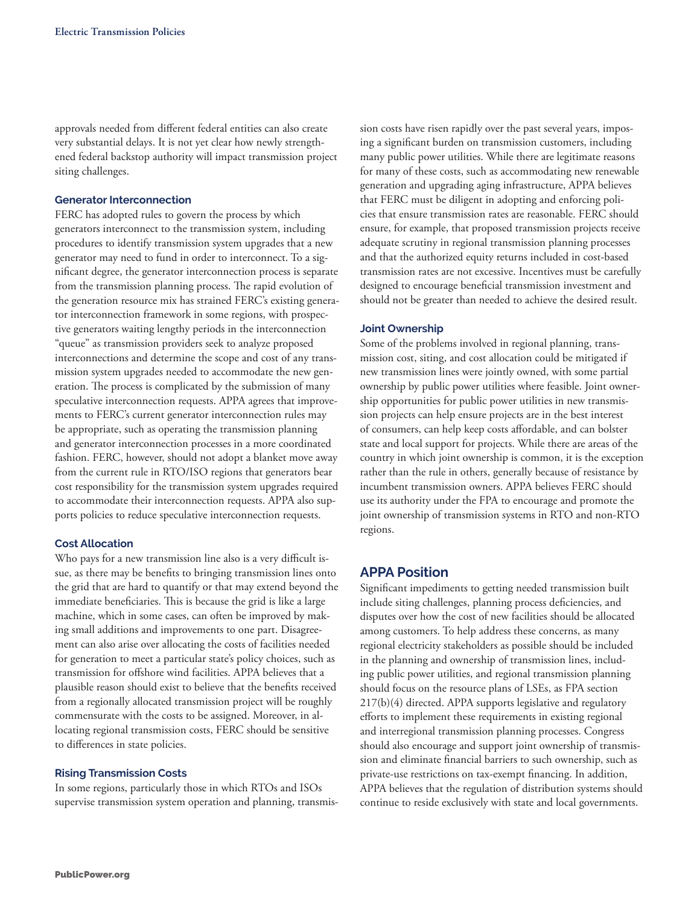approvals needed from different federal entities can also create very substantial delays. It is not yet clear how newly strengthened federal backstop authority will impact transmission project siting challenges.

### Generator Interconnection

FERC has adopted rules to govern the process by which generators interconnect to the transmission system, including procedures to identify transmission system upgrades that a new generator may need to fund in order to interconnect. To a significant degree, the generator interconnection process is separate from the transmission planning process. The rapid evolution of the generation resource mix has strained FERC's existing generator interconnection framework in some regions, with prospective generators waiting lengthy periods in the interconnection "queue" as transmission providers seek to analyze proposed interconnections and determine the scope and cost of any transmission system upgrades needed to accommodate the new generation. The process is complicated by the submission of many speculative interconnection requests. APPA agrees that improvements to FERC's current generator interconnection rules may be appropriate, such as operating the transmission planning and generator interconnection processes in a more coordinated fashion. FERC, however, should not adopt a blanket move away from the current rule in RTO/ISO regions that generators bear cost responsibility for the transmission system upgrades required to accommodate their interconnection requests. APPA also supports policies to reduce speculative interconnection requests.

### Cost Allocation

Who pays for a new transmission line also is a very difficult issue, as there may be benefits to bringing transmission lines onto the grid that are hard to quantify or that may extend beyond the immediate beneficiaries. This is because the grid is like a large machine, which in some cases, can often be improved by making small additions and improvements to one part. Disagreement can also arise over allocating the costs of facilities needed for generation to meet a particular state's policy choices, such as transmission for offshore wind facilities. APPA believes that a plausible reason should exist to believe that the benefits received from a regionally allocated transmission project will be roughly commensurate with the costs to be assigned. Moreover, in allocating regional transmission costs, FERC should be sensitive to differences in state policies.

### Rising Transmission Costs

In some regions, particularly those in which RTOs and ISOs supervise transmission system operation and planning, transmission costs have risen rapidly over the past several years, imposing a significant burden on transmission customers, including many public power utilities. While there are legitimate reasons for many of these costs, such as accommodating new renewable generation and upgrading aging infrastructure, APPA believes that FERC must be diligent in adopting and enforcing policies that ensure transmission rates are reasonable. FERC should ensure, for example, that proposed transmission projects receive adequate scrutiny in regional transmission planning processes and that the authorized equity returns included in cost-based transmission rates are not excessive. Incentives must be carefully designed to encourage beneficial transmission investment and should not be greater than needed to achieve the desired result.

### Joint Ownership

Some of the problems involved in regional planning, transmission cost, siting, and cost allocation could be mitigated if new transmission lines were jointly owned, with some partial ownership by public power utilities where feasible. Joint ownership opportunities for public power utilities in new transmission projects can help ensure projects are in the best interest of consumers, can help keep costs affordable, and can bolster state and local support for projects. While there are areas of the country in which joint ownership is common, it is the exception rather than the rule in others, generally because of resistance by incumbent transmission owners. APPA believes FERC should use its authority under the FPA to encourage and promote the joint ownership of transmission systems in RTO and non-RTO regions.

## APPA Position

Significant impediments to getting needed transmission built include siting challenges, planning process deficiencies, and disputes over how the cost of new facilities should be allocated among customers. To help address these concerns, as many regional electricity stakeholders as possible should be included in the planning and ownership of transmission lines, including public power utilities, and regional transmission planning should focus on the resource plans of LSEs, as FPA section 217(b)(4) directed. APPA supports legislative and regulatory efforts to implement these requirements in existing regional and interregional transmission planning processes. Congress should also encourage and support joint ownership of transmission and eliminate financial barriers to such ownership, such as private-use restrictions on tax-exempt financing. In addition, APPA believes that the regulation of distribution systems should continue to reside exclusively with state and local governments.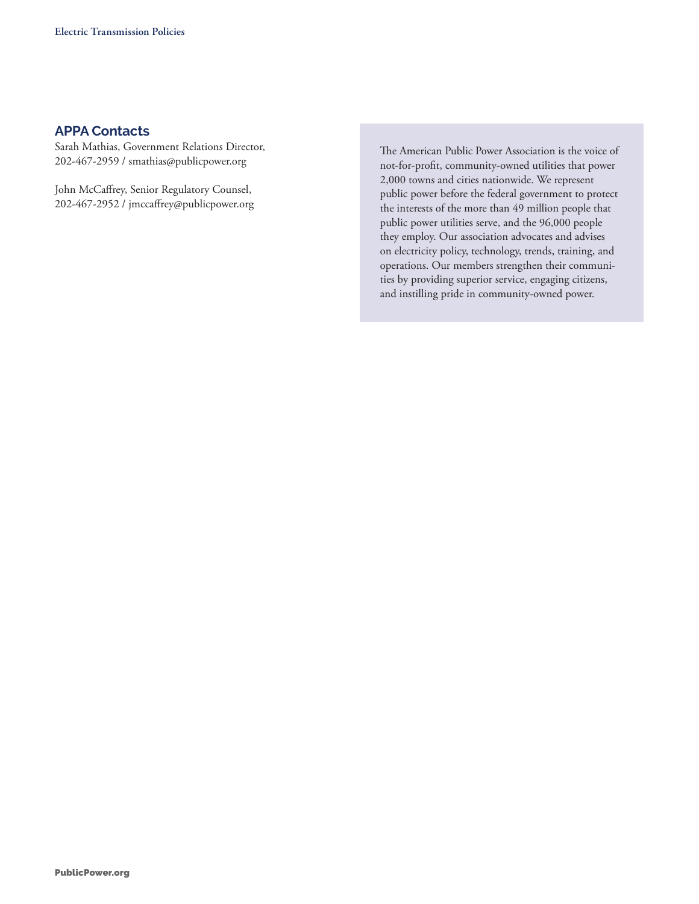## APPA Contacts

Sarah Mathias, Government Relations Director, 202-467-2959 / smathias@publicpower.org

John McCaffrey, Senior Regulatory Counsel, 202-467-2952 / jmccaffrey@publicpower.org

The American Public Power Association is the voice of not-for-profit, community-owned utilities that power 2,000 towns and cities nationwide. We represent public power before the federal government to protect the interests of the more than 49 million people that public power utilities serve, and the 96,000 people they employ. Our association advocates and advises on electricity policy, technology, trends, training, and operations. Our members strengthen their communities by providing superior service, engaging citizens, and instilling pride in community-owned power.